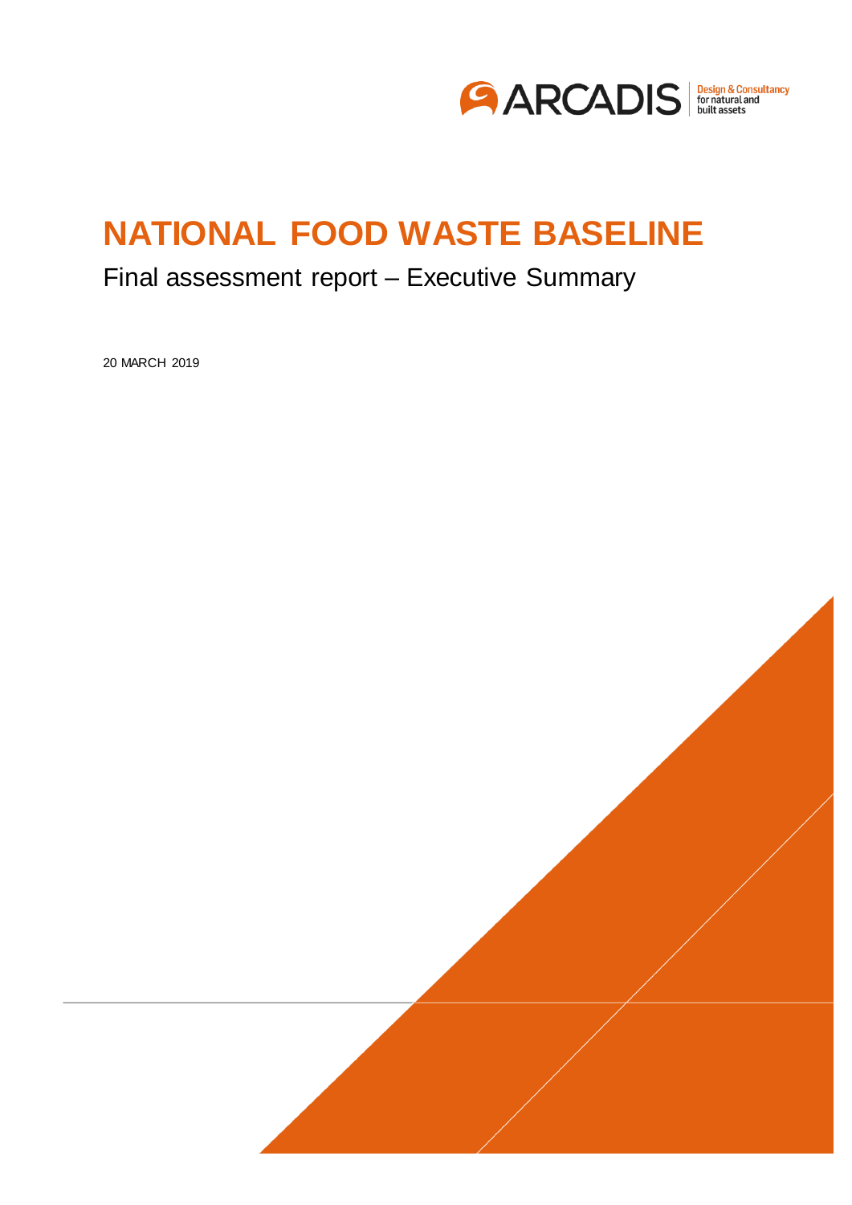# NATIONAL FOOD WASTE BASELINE

## Final assessment report – Executive Summary

20 MARCH 2019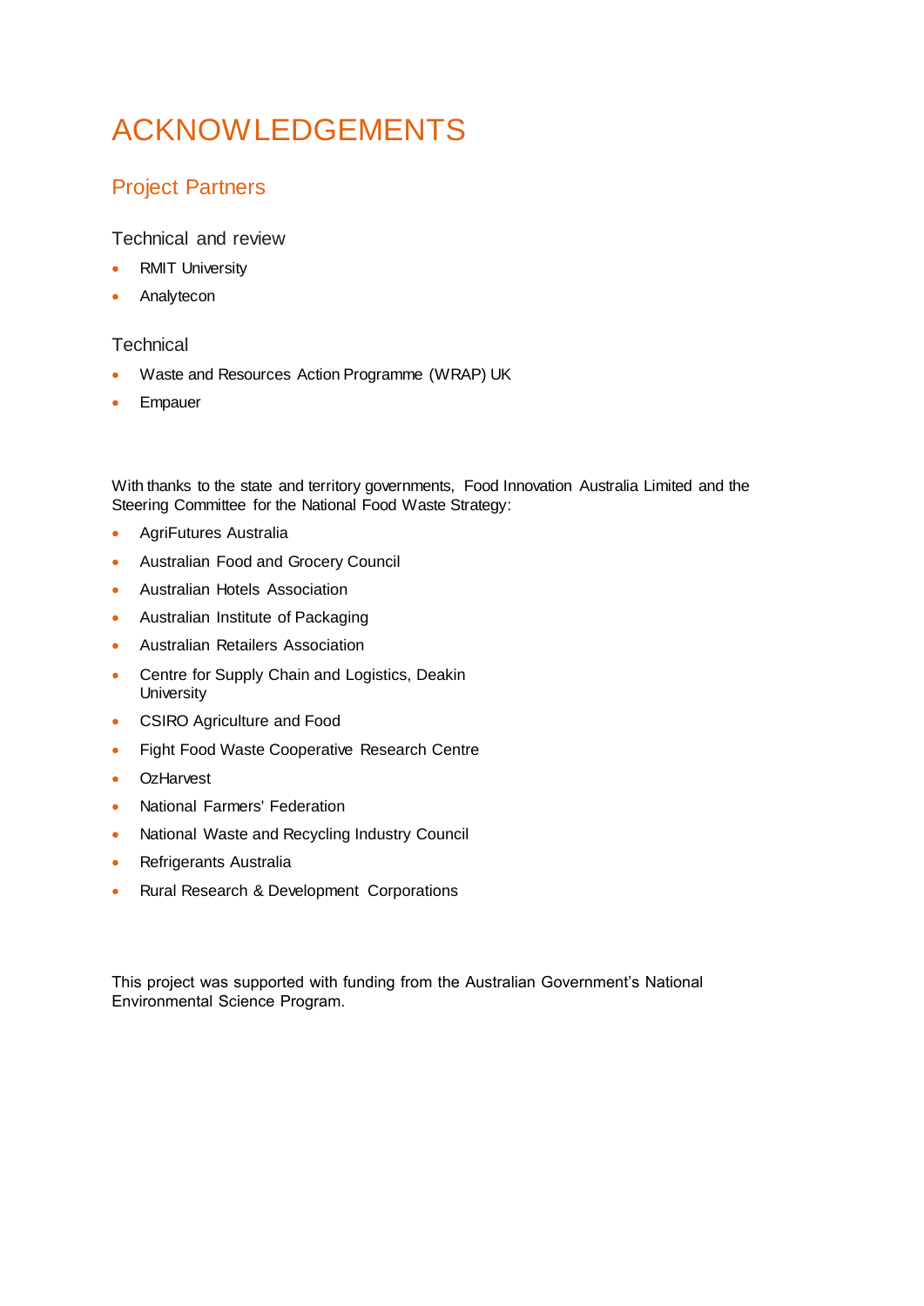# ACKNOWLEDGEMENTS

## Project Partners

### Technical and review

- RMIT University
- Analytecon

### Technical

- Waste and Resources Action Programme (WRAP) UK
- Empauer

With thanks to the state and territory governments, Food Innovation Australia Limited and the Steering Committee for the National Food Waste Strategy:

- AgriFutures Australia
- Australian Food and Grocery Council
- Australian Hotels Association
- Australian Institute of Packaging
- Australian Retailers Association
- Centre for Supply Chain and Logistics, Deakin University
- CSIRO Agriculture and Food
- Fight Food Waste Cooperative Research Centre
- OzHarvest
- National Farmers' Federation
- National Waste and Recycling Industry Council
- Refrigerants Australia
- Rural Research & Development Corporations

This project was supported with funding from the Australian Government's National Environmental Science Program.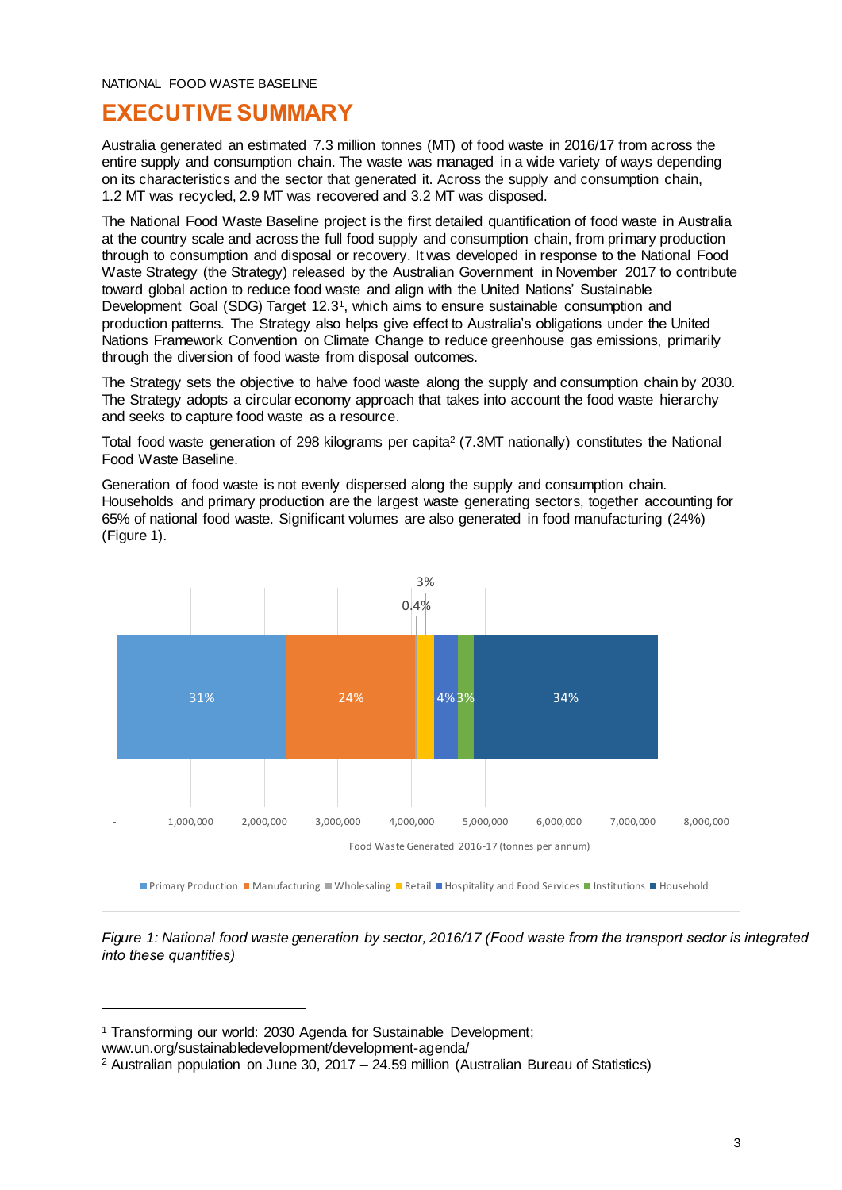# EXECUTIVE SUMMARY

Australia generated an estimated 7.3 million tonnes (MT) of food waste in 2016/17 from across the entire supply and consumption chain. The waste was managed in a wide variety of ways depending on its characteristics and the sector that generated it. Across the supply and consumption chain, 1.2 MT was recycled, 2.9 MT was recovered and 3.2 MT was disposed.

The National Food Waste Baseline project is the first detailed quantification of food waste in Australia at the country scale and across the full food supply and consumption chain, from primary production through to consumption and disposal or recovery. It was developed in response to the National Food Waste Strategy (the Strategy) released by the Australian Government in November 2017 to contribute toward global action to reduce food waste and align with the United Nations' Sustainable Development Goal (SDG) Target 12.3[1], which aims to ensure sustainable consumption and production patterns. The Strategy also helps give effect to Australia's obligations under the United Nations Framework Convention on Climate Change to reduce greenhouse gas emissions, primarily through the diversion of food waste from disposal outcomes.

The Strategy sets the objective to halve food waste along the supply and consumption chain by 2030. The Strategy adopts a circular economy approach that takes into account the food waste hierarchy and seeks to capture food waste as a resource.

Total food waste generation of 298 kilograms per capita[2] (7.3MT nationally) constitutes the National Food Waste Baseline.

Generation of food waste is not evenly dispersed along the supply and consumption chain. Households and primary production are the largest waste generating sectors, together accounting for 65% of national food waste. Significant volumes are also generated in food manufacturing (24%) (Figure 1).

| Sector | Share of food waste generated 2016-17 |
|---|---|
| Primary Production | 31% |
| Manufacturing | 24% |
| Wholesaling | 0.4% |
| Retail | 3% |
| Hospitality and Food Services | 4% |
| Institutions | 3% |
| Household | 34% |

*Figure 1: National food waste generation by sector, 2016/17 (Food waste from the transport sector is integrated into these quantities)*

[1] Transforming our world: 2030 Agenda for Sustainable Development; www.un.org/sustainabledevelopment/development-agenda/

[2] Australian population on June 30, 2017 – 24.59 million (Australian Bureau of Statistics)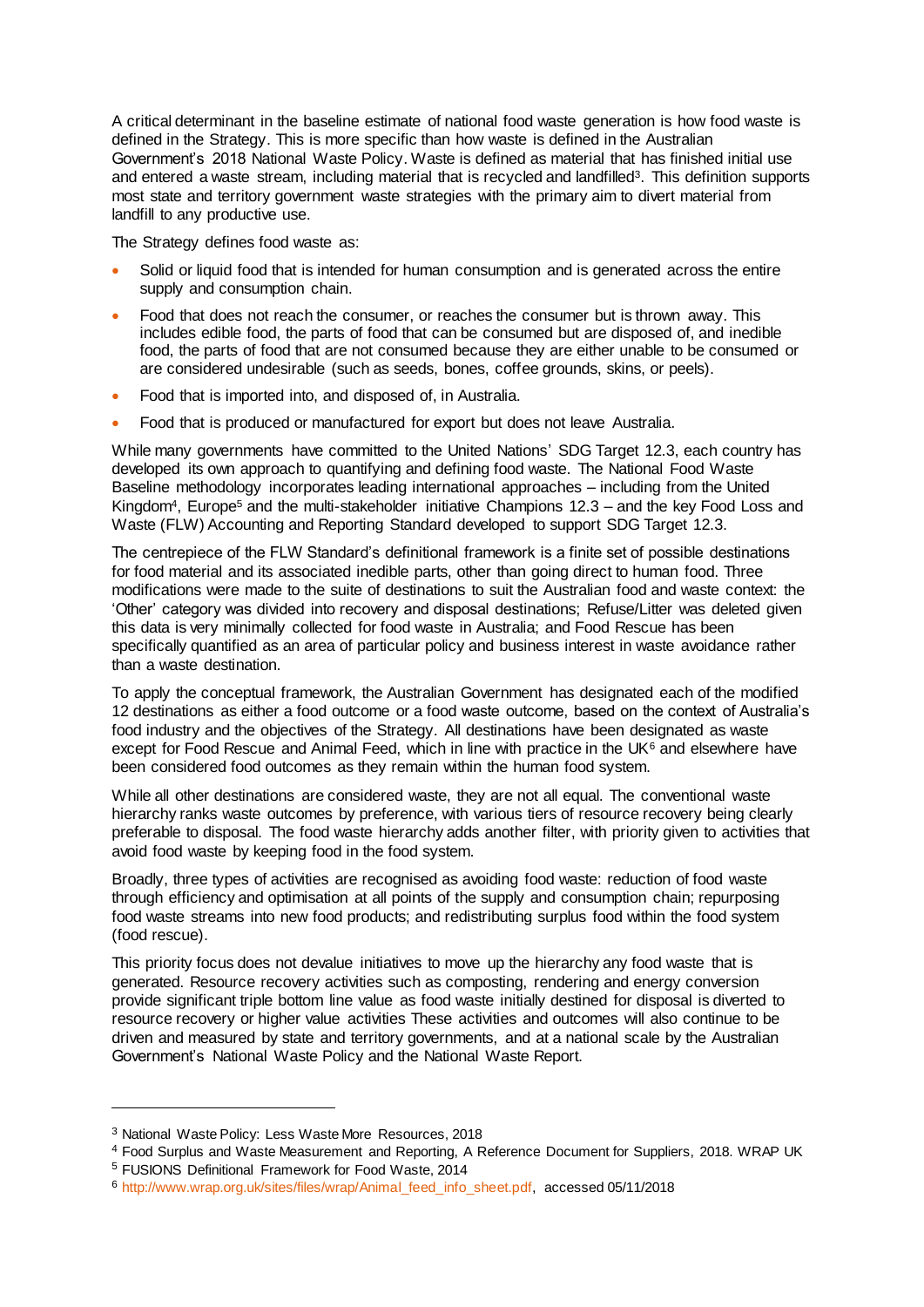A critical determinant in the baseline estimate of national food waste generation is how food waste is defined in the Strategy. This is more specific than how waste is defined in the Australian Government's 2018 National Waste Policy. Waste is defined as material that has finished initial use and entered a waste stream, including material that is recycled and landfilled[3]. This definition supports most state and territory government waste strategies with the primary aim to divert material from landfill to any productive use.

The Strategy defines food waste as:

- Solid or liquid food that is intended for human consumption and is generated across the entire supply and consumption chain.
- Food that does not reach the consumer, or reaches the consumer but is thrown away. This includes edible food, the parts of food that can be consumed but are disposed of, and inedible food, the parts of food that are not consumed because they are either unable to be consumed or are considered undesirable (such as seeds, bones, coffee grounds, skins, or peels).
- Food that is imported into, and disposed of, in Australia.
- Food that is produced or manufactured for export but does not leave Australia.

While many governments have committed to the United Nations' SDG Target 12.3, each country has developed its own approach to quantifying and defining food waste. The National Food Waste Baseline methodology incorporates leading international approaches – including from the United Kingdom[4], Europe[5] and the multi-stakeholder initiative Champions 12.3 – and the key Food Loss and Waste (FLW) Accounting and Reporting Standard developed to support SDG Target 12.3.

The centrepiece of the FLW Standard's definitional framework is a finite set of possible destinations for food material and its associated inedible parts, other than going direct to human food. Three modifications were made to the suite of destinations to suit the Australian food and waste context: the 'Other' category was divided into recovery and disposal destinations; Refuse/Litter was deleted given this data is very minimally collected for food waste in Australia; and Food Rescue has been specifically quantified as an area of particular policy and business interest in waste avoidance rather than a waste destination.

To apply the conceptual framework, the Australian Government has designated each of the modified 12 destinations as either a food outcome or a food waste outcome, based on the context of Australia's food industry and the objectives of the Strategy. All destinations have been designated as waste except for Food Rescue and Animal Feed, which in line with practice in the UK[6] and elsewhere have been considered food outcomes as they remain within the human food system.

While all other destinations are considered waste, they are not all equal. The conventional waste hierarchy ranks waste outcomes by preference, with various tiers of resource recovery being clearly preferable to disposal. The food waste hierarchy adds another filter, with priority given to activities that avoid food waste by keeping food in the food system.

Broadly, three types of activities are recognised as avoiding food waste: reduction of food waste through efficiency and optimisation at all points of the supply and consumption chain; repurposing food waste streams into new food products; and redistributing surplus food within the food system (food rescue).

This priority focus does not devalue initiatives to move up the hierarchy any food waste that is generated. Resource recovery activities such as composting, rendering and energy conversion provide significant triple bottom line value as food waste initially destined for disposal is diverted to resource recovery or higher value activities These activities and outcomes will also continue to be driven and measured by state and territory governments, and at a national scale by the Australian Government's National Waste Policy and the National Waste Report.

---

[3] National Waste Policy: Less Waste More Resources, 2018

[4] Food Surplus and Waste Measurement and Reporting, A Reference Document for Suppliers, 2018. WRAP UK

[5] FUSIONS Definitional Framework for Food Waste, 2014

[6] http://www.wrap.org.uk/sites/files/wrap/Animal_feed_info_sheet.pdf, accessed 05/11/2018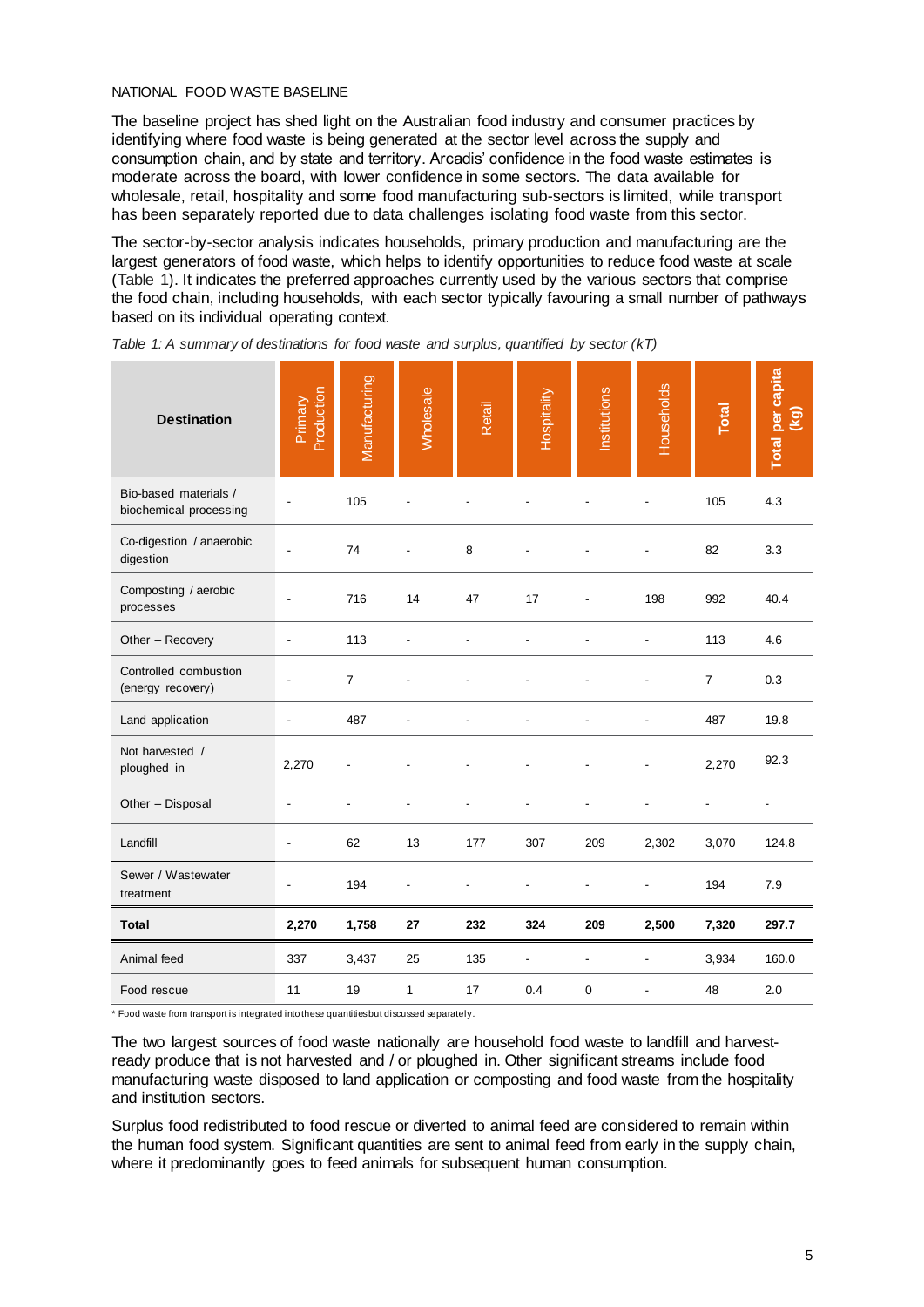NATIONAL FOOD WASTE BASELINE

The baseline project has shed light on the Australian food industry and consumer practices by identifying where food waste is being generated at the sector level across the supply and consumption chain, and by state and territory. Arcadis' confidence in the food waste estimates is moderate across the board, with lower confidence in some sectors. The data available for wholesale, retail, hospitality and some food manufacturing sub-sectors is limited, while transport has been separately reported due to data challenges isolating food waste from this sector.

The sector-by-sector analysis indicates households, primary production and manufacturing are the largest generators of food waste, which helps to identify opportunities to reduce food waste at scale (Table 1). It indicates the preferred approaches currently used by the various sectors that comprise the food chain, including households, with each sector typically favouring a small number of pathways based on its individual operating context.

*Table 1: A summary of destinations for food waste and surplus, quantified by sector (kT)*

| Destination | Primary Production | Manufacturing | Wholesale | Retail | Hospitality | Institutions | Households | Total | Total per capita (kg) |
|---|---|---|---|---|---|---|---|---|---|
| Bio-based materials / biochemical processing | - | 105 | - | - | - | - | - | 105 | 4.3 |
| Co-digestion / anaerobic digestion | - | 74 | - | 8 | - | - | - | 82 | 3.3 |
| Composting / aerobic processes | - | 716 | 14 | 47 | 17 | - | 198 | 992 | 40.4 |
| Other – Recovery | - | 113 | - | - | - | - | - | 113 | 4.6 |
| Controlled combustion (energy recovery) | - | 7 | - | - | - | - | - | 7 | 0.3 |
| Land application | - | 487 | - | - | - | - | - | 487 | 19.8 |
| Not harvested / ploughed in | 2,270 | - | - | - | - | - | - | 2,270 | 92.3 |
| Other – Disposal | - | - | - | - | - | - | - | - | - |
| Landfill | - | 62 | 13 | 177 | 307 | 209 | 2,302 | 3,070 | 124.8 |
| Sewer / Wastewater treatment | - | 194 | - | - | - | - | - | 194 | 7.9 |
| **Total** | **2,270** | **1,758** | **27** | **232** | **324** | **209** | **2,500** | **7,320** | **297.7** |
| Animal feed | 337 | 3,437 | 25 | 135 | - | - | - | 3,934 | 160.0 |
| Food rescue | 11 | 19 | 1 | 17 | 0.4 | 0 | - | 48 | 2.0 |

* Food waste from transport is integrated into these quantities but discussed separately.

The two largest sources of food waste nationally are household food waste to landfill and harvest-ready produce that is not harvested and / or ploughed in. Other significant streams include food manufacturing waste disposed to land application or composting and food waste from the hospitality and institution sectors.

Surplus food redistributed to food rescue or diverted to animal feed are considered to remain within the human food system. Significant quantities are sent to animal feed from early in the supply chain, where it predominantly goes to feed animals for subsequent human consumption.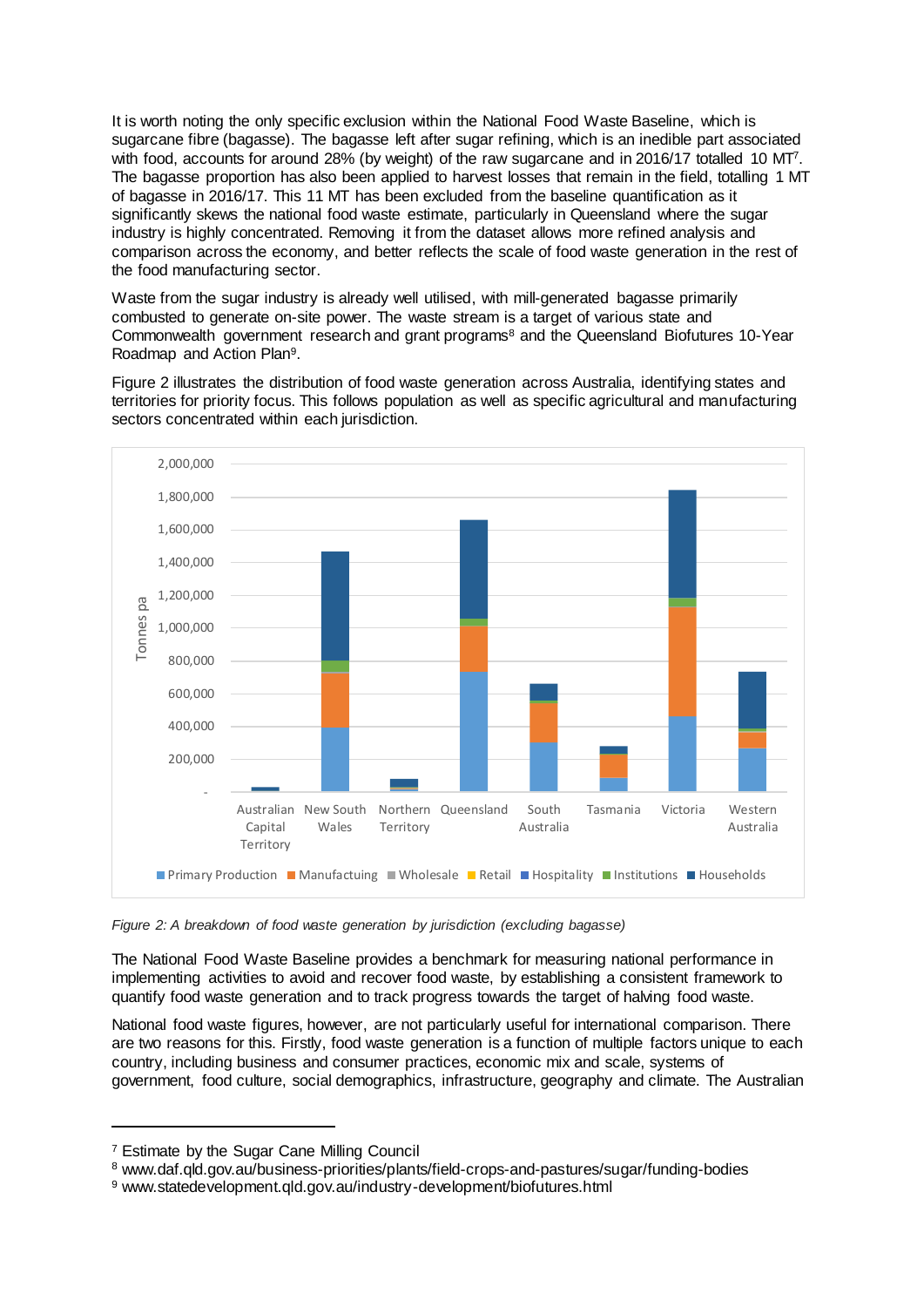It is worth noting the only specific exclusion within the National Food Waste Baseline, which is sugarcane fibre (bagasse). The bagasse left after sugar refining, which is an inedible part associated with food, accounts for around 28% (by weight) of the raw sugarcane and in 2016/17 totalled 10 MT[7]. The bagasse proportion has also been applied to harvest losses that remain in the field, totalling 1 MT of bagasse in 2016/17. This 11 MT has been excluded from the baseline quantification as it significantly skews the national food waste estimate, particularly in Queensland where the sugar industry is highly concentrated. Removing it from the dataset allows more refined analysis and comparison across the economy, and better reflects the scale of food waste generation in the rest of the food manufacturing sector.

Waste from the sugar industry is already well utilised, with mill-generated bagasse primarily combusted to generate on-site power. The waste stream is a target of various state and Commonwealth government research and grant programs[8] and the Queensland Biofutures 10-Year Roadmap and Action Plan[9].

Figure 2 illustrates the distribution of food waste generation across Australia, identifying states and territories for priority focus. This follows population as well as specific agricultural and manufacturing sectors concentrated within each jurisdiction.

*Figure 2: A breakdown of food waste generation by jurisdiction (excluding bagasse)*

The National Food Waste Baseline provides a benchmark for measuring national performance in implementing activities to avoid and recover food waste, by establishing a consistent framework to quantify food waste generation and to track progress towards the target of halving food waste.

National food waste figures, however, are not particularly useful for international comparison. There are two reasons for this. Firstly, food waste generation is a function of multiple factors unique to each country, including business and consumer practices, economic mix and scale, systems of government, food culture, social demographics, infrastructure, geography and climate. The Australian

[7] Estimate by the Sugar Cane Milling Council

[8] www.daf.qld.gov.au/business-priorities/plants/field-crops-and-pastures/sugar/funding-bodies

[9] www.statedevelopment.qld.gov.au/industry-development/biofutures.html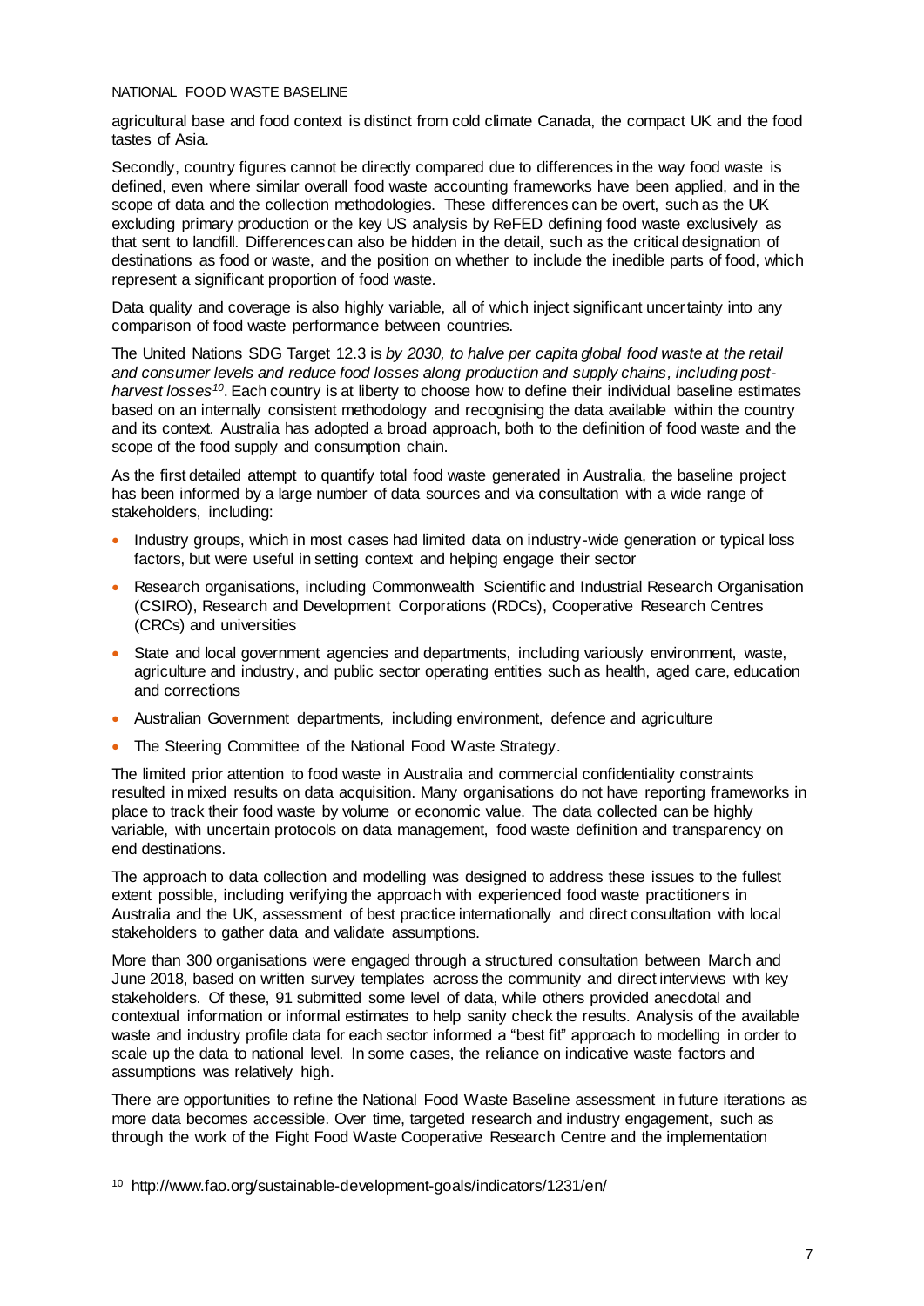agricultural base and food context is distinct from cold climate Canada, the compact UK and the food tastes of Asia.

Secondly, country figures cannot be directly compared due to differences in the way food waste is defined, even where similar overall food waste accounting frameworks have been applied, and in the scope of data and the collection methodologies. These differences can be overt, such as the UK excluding primary production or the key US analysis by ReFED defining food waste exclusively as that sent to landfill. Differences can also be hidden in the detail, such as the critical designation of destinations as food or waste, and the position on whether to include the inedible parts of food, which represent a significant proportion of food waste.

Data quality and coverage is also highly variable, all of which inject significant uncertainty into any comparison of food waste performance between countries.

The United Nations SDG Target 12.3 is *by 2030, to halve per capita global food waste at the retail and consumer levels and reduce food losses along production and supply chains, including post-harvest losses*[10]. Each country is at liberty to choose how to define their individual baseline estimates based on an internally consistent methodology and recognising the data available within the country and its context. Australia has adopted a broad approach, both to the definition of food waste and the scope of the food supply and consumption chain.

As the first detailed attempt to quantify total food waste generated in Australia, the baseline project has been informed by a large number of data sources and via consultation with a wide range of stakeholders, including:

- Industry groups, which in most cases had limited data on industry-wide generation or typical loss factors, but were useful in setting context and helping engage their sector
- Research organisations, including Commonwealth Scientific and Industrial Research Organisation (CSIRO), Research and Development Corporations (RDCs), Cooperative Research Centres (CRCs) and universities
- State and local government agencies and departments, including variously environment, waste, agriculture and industry, and public sector operating entities such as health, aged care, education and corrections
- Australian Government departments, including environment, defence and agriculture
- The Steering Committee of the National Food Waste Strategy.

The limited prior attention to food waste in Australia and commercial confidentiality constraints resulted in mixed results on data acquisition. Many organisations do not have reporting frameworks in place to track their food waste by volume or economic value. The data collected can be highly variable, with uncertain protocols on data management, food waste definition and transparency on end destinations.

The approach to data collection and modelling was designed to address these issues to the fullest extent possible, including verifying the approach with experienced food waste practitioners in Australia and the UK, assessment of best practice internationally and direct consultation with local stakeholders to gather data and validate assumptions.

More than 300 organisations were engaged through a structured consultation between March and June 2018, based on written survey templates across the community and direct interviews with key stakeholders. Of these, 91 submitted some level of data, while others provided anecdotal and contextual information or informal estimates to help sanity check the results. Analysis of the available waste and industry profile data for each sector informed a "best fit" approach to modelling in order to scale up the data to national level. In some cases, the reliance on indicative waste factors and assumptions was relatively high.

There are opportunities to refine the National Food Waste Baseline assessment in future iterations as more data becomes accessible. Over time, targeted research and industry engagement, such as through the work of the Fight Food Waste Cooperative Research Centre and the implementation

[10] http://www.fao.org/sustainable-development-goals/indicators/1231/en/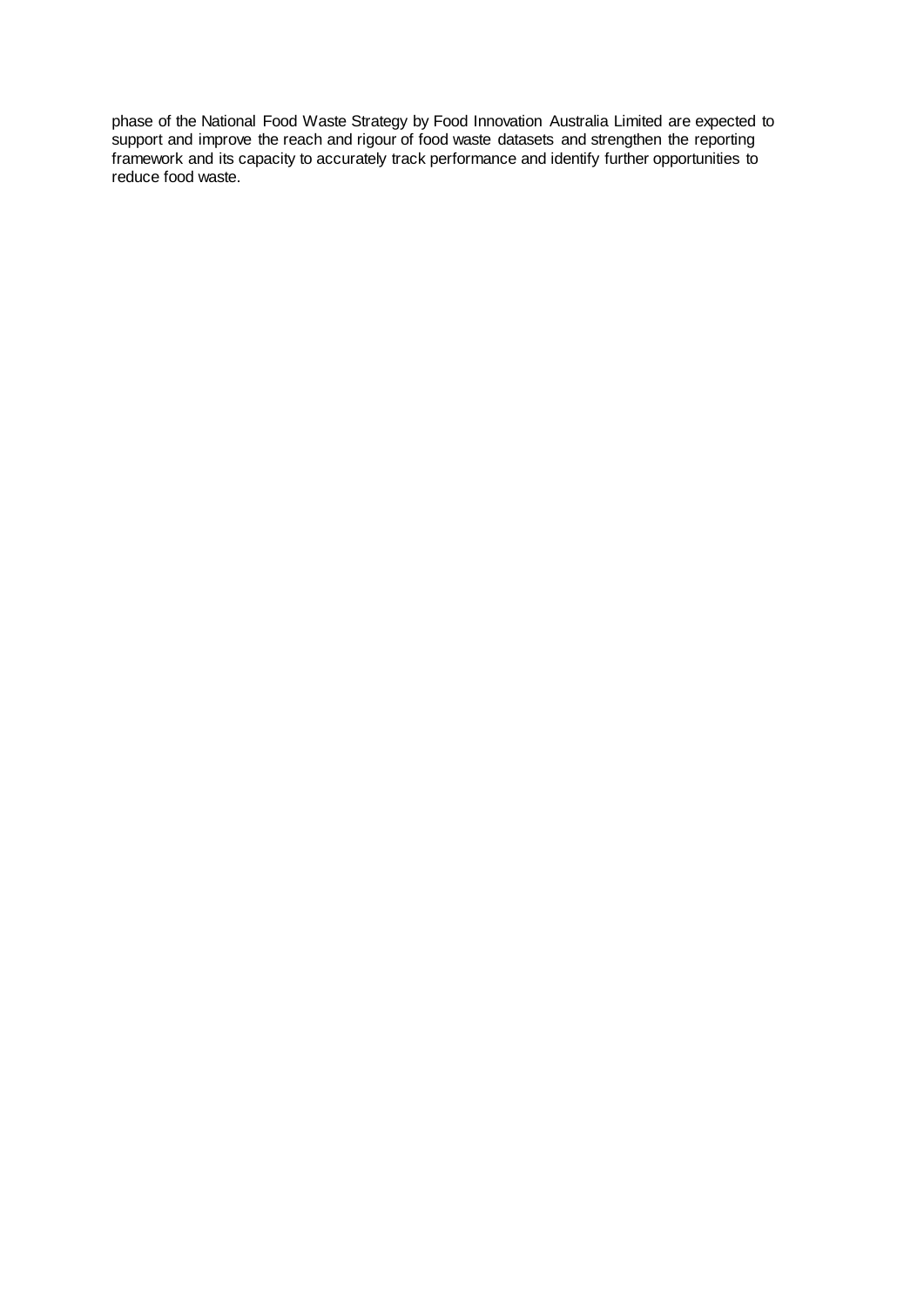phase of the National Food Waste Strategy by Food Innovation Australia Limited are expected to support and improve the reach and rigour of food waste datasets and strengthen the reporting framework and its capacity to accurately track performance and identify further opportunities to reduce food waste.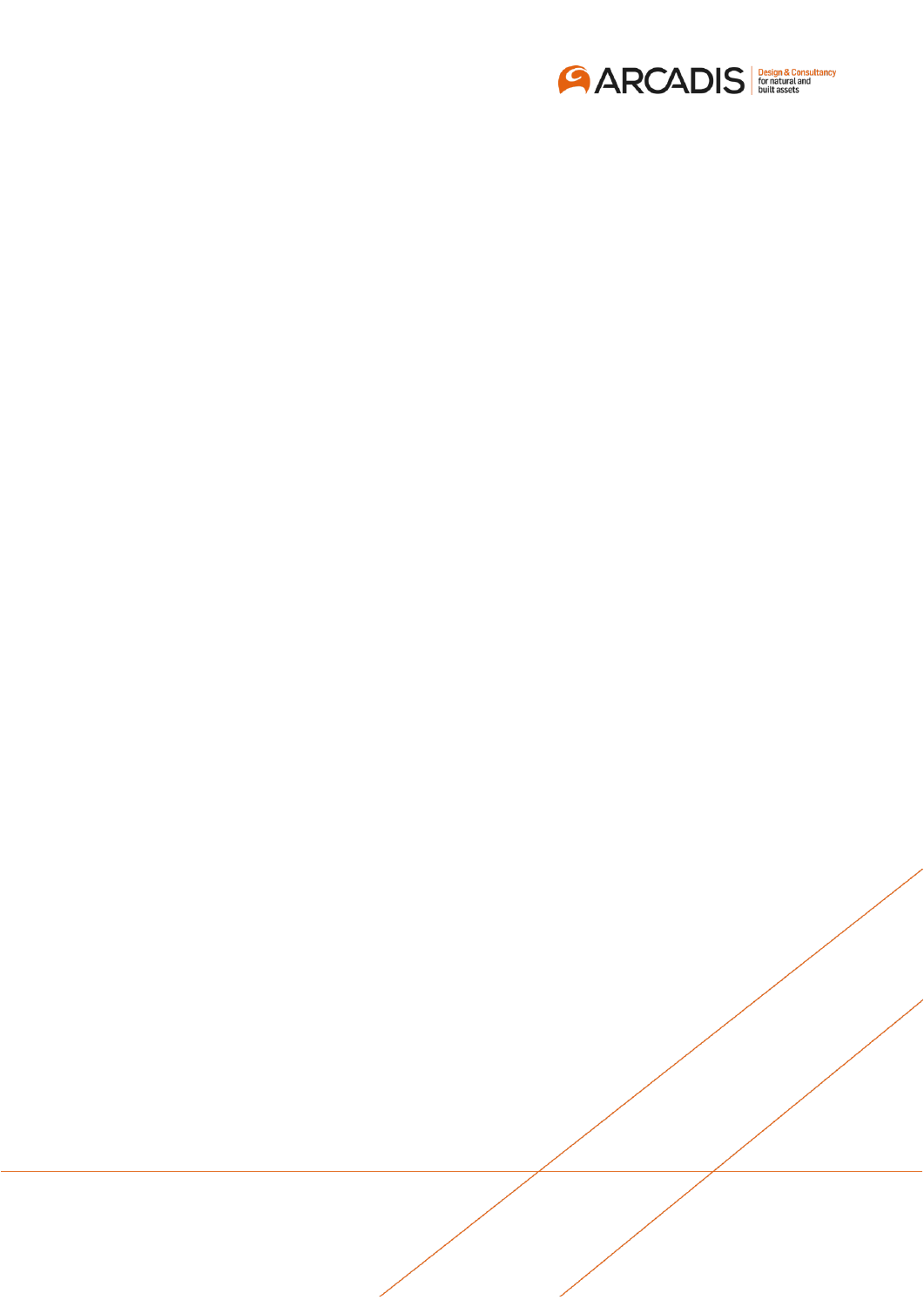ARCADIS Design & Consultancy for natural and built assets